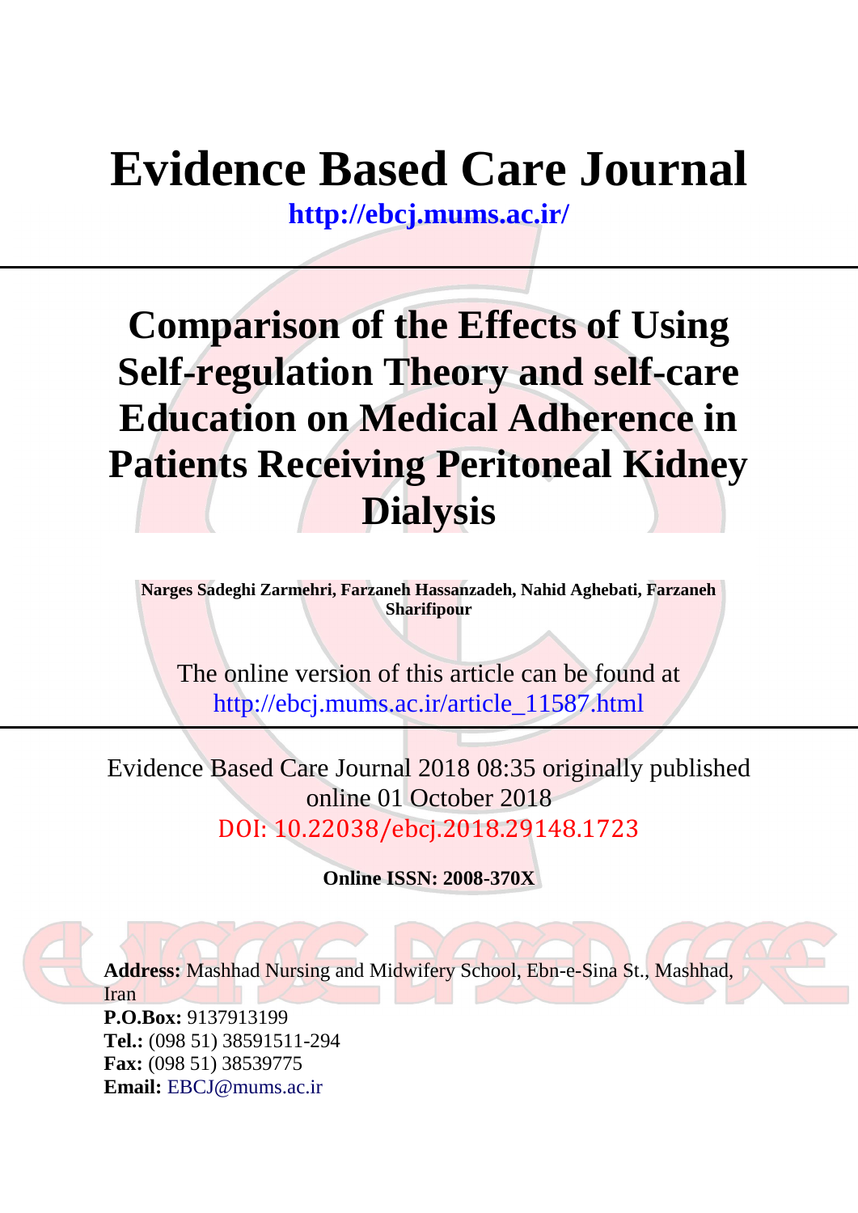# Evidence Based Care Journal

**http://ebcj.mums.ac.ir/**

# Comparison of the Effects of Using Self-regulation Theory and self-care Education on Medical Adherence in Patients Receiving Peritoneal Kidney Dialysis

**Narges Sadeghi Zarmehri, Farzaneh Hassanzadeh, Nahid Aghebati, Farzaneh Sharifipour**

The online version of this article can be found at
http://ebcj.mums.ac.ir/article_11587.html

Evidence Based Care Journal 2018 08:35 originally published online 01 October 2018
DOI: 10.22038/ebcj.2018.29148.1723

**Online ISSN: 2008-370X**

**Address:** Mashhad Nursing and Midwifery School, Ebn-e-Sina St., Mashhad, Iran
**P.O.Box:** 9137913199
**Tel.:** (098 51) 38591511-294
**Fax:** (098 51) 38539775
**Email:** EBCJ@mums.ac.ir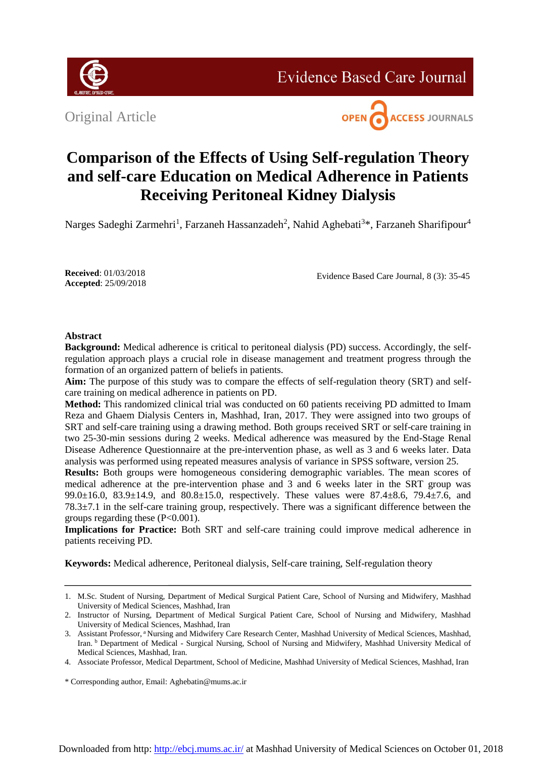Original Article

# Comparison of the Effects of Using Self-regulation Theory and self-care Education on Medical Adherence in Patients Receiving Peritoneal Kidney Dialysis

Narges Sadeghi Zarmehri[1], Farzaneh Hassanzadeh[2], Nahid Aghebati[3]*, Farzaneh Sharifipour[4]

**Received**: 01/03/2018
**Accepted**: 25/09/2018

## Abstract

**Background:** Medical adherence is critical to peritoneal dialysis (PD) success. Accordingly, the self-regulation approach plays a crucial role in disease management and treatment progress through the formation of an organized pattern of beliefs in patients.

**Aim:** The purpose of this study was to compare the effects of self-regulation theory (SRT) and self-care training on medical adherence in patients on PD.

**Method:** This randomized clinical trial was conducted on 60 patients receiving PD admitted to Imam Reza and Ghaem Dialysis Centers in, Mashhad, Iran, 2017. They were assigned into two groups of SRT and self-care training using a drawing method. Both groups received SRT or self-care training in two 25-30-min sessions during 2 weeks. Medical adherence was measured by the End-Stage Renal Disease Adherence Questionnaire at the pre-intervention phase, as well as 3 and 6 weeks later. Data analysis was performed using repeated measures analysis of variance in SPSS software, version 25.

**Results:** Both groups were homogeneous considering demographic variables. The mean scores of medical adherence at the pre-intervention phase and 3 and 6 weeks later in the SRT group was 99.0±16.0, 83.9±14.9, and 80.8±15.0, respectively. These values were 87.4±8.6, 79.4±7.6, and 78.3±7.1 in the self-care training group, respectively. There was a significant difference between the groups regarding these (P<0.001).

**Implications for Practice:** Both SRT and self-care training could improve medical adherence in patients receiving PD.

**Keywords:** Medical adherence, Peritoneal dialysis, Self-care training, Self-regulation theory

---

1. M.Sc. Student of Nursing, Department of Medical Surgical Patient Care, School of Nursing and Midwifery, Mashhad University of Medical Sciences, Mashhad, Iran
2. Instructor of Nursing, Department of Medical Surgical Patient Care, School of Nursing and Midwifery, Mashhad University of Medical Sciences, Mashhad, Iran
3. Assistant Professor, [a] Nursing and Midwifery Care Research Center, Mashhad University of Medical Sciences, Mashhad, Iran. [b] Department of Medical - Surgical Nursing, School of Nursing and Midwifery, Mashhad University Medical of Medical Sciences, Mashhad, Iran.
4. Associate Professor, Medical Department, School of Medicine, Mashhad University of Medical Sciences, Mashhad, Iran

\* Corresponding author, Email: Aghebatin@mums.ac.ir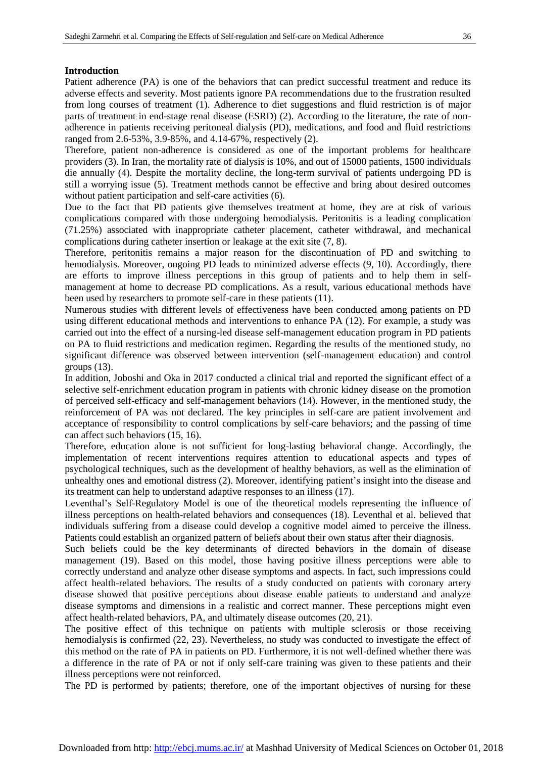## Introduction

Patient adherence (PA) is one of the behaviors that can predict successful treatment and reduce its adverse effects and severity. Most patients ignore PA recommendations due to the frustration resulted from long courses of treatment (1). Adherence to diet suggestions and fluid restriction is of major parts of treatment in end-stage renal disease (ESRD) (2). According to the literature, the rate of non-adherence in patients receiving peritoneal dialysis (PD), medications, and food and fluid restrictions ranged from 2.6-53%, 3.9-85%, and 4.14-67%, respectively (2).

Therefore, patient non-adherence is considered as one of the important problems for healthcare providers (3). In Iran, the mortality rate of dialysis is 10%, and out of 15000 patients, 1500 individuals die annually (4). Despite the mortality decline, the long-term survival of patients undergoing PD is still a worrying issue (5). Treatment methods cannot be effective and bring about desired outcomes without patient participation and self-care activities (6).

Due to the fact that PD patients give themselves treatment at home, they are at risk of various complications compared with those undergoing hemodialysis. Peritonitis is a leading complication (71.25%) associated with inappropriate catheter placement, catheter withdrawal, and mechanical complications during catheter insertion or leakage at the exit site (7, 8).

Therefore, peritonitis remains a major reason for the discontinuation of PD and switching to hemodialysis. Moreover, ongoing PD leads to minimized adverse effects (9, 10). Accordingly, there are efforts to improve illness perceptions in this group of patients and to help them in self-management at home to decrease PD complications. As a result, various educational methods have been used by researchers to promote self-care in these patients (11).

Numerous studies with different levels of effectiveness have been conducted among patients on PD using different educational methods and interventions to enhance PA (12). For example, a study was carried out into the effect of a nursing-led disease self-management education program in PD patients on PA to fluid restrictions and medication regimen. Regarding the results of the mentioned study, no significant difference was observed between intervention (self-management education) and control groups (13).

In addition, Joboshi and Oka in 2017 conducted a clinical trial and reported the significant effect of a selective self-enrichment education program in patients with chronic kidney disease on the promotion of perceived self-efficacy and self-management behaviors (14). However, in the mentioned study, the reinforcement of PA was not declared. The key principles in self-care are patient involvement and acceptance of responsibility to control complications by self-care behaviors; and the passing of time can affect such behaviors (15, 16).

Therefore, education alone is not sufficient for long-lasting behavioral change. Accordingly, the implementation of recent interventions requires attention to educational aspects and types of psychological techniques, such as the development of healthy behaviors, as well as the elimination of unhealthy ones and emotional distress (2). Moreover, identifying patient's insight into the disease and its treatment can help to understand adaptive responses to an illness (17).

Leventhal's Self-Regulatory Model is one of the theoretical models representing the influence of illness perceptions on health-related behaviors and consequences (18). Leventhal et al. believed that individuals suffering from a disease could develop a cognitive model aimed to perceive the illness. Patients could establish an organized pattern of beliefs about their own status after their diagnosis.

Such beliefs could be the key determinants of directed behaviors in the domain of disease management (19). Based on this model, those having positive illness perceptions were able to correctly understand and analyze other disease symptoms and aspects. In fact, such impressions could affect health-related behaviors. The results of a study conducted on patients with coronary artery disease showed that positive perceptions about disease enable patients to understand and analyze disease symptoms and dimensions in a realistic and correct manner. These perceptions might even affect health-related behaviors, PA, and ultimately disease outcomes (20, 21).

The positive effect of this technique on patients with multiple sclerosis or those receiving hemodialysis is confirmed (22, 23). Nevertheless, no study was conducted to investigate the effect of this method on the rate of PA in patients on PD. Furthermore, it is not well-defined whether there was a difference in the rate of PA or not if only self-care training was given to these patients and their illness perceptions were not reinforced.

The PD is performed by patients; therefore, one of the important objectives of nursing for these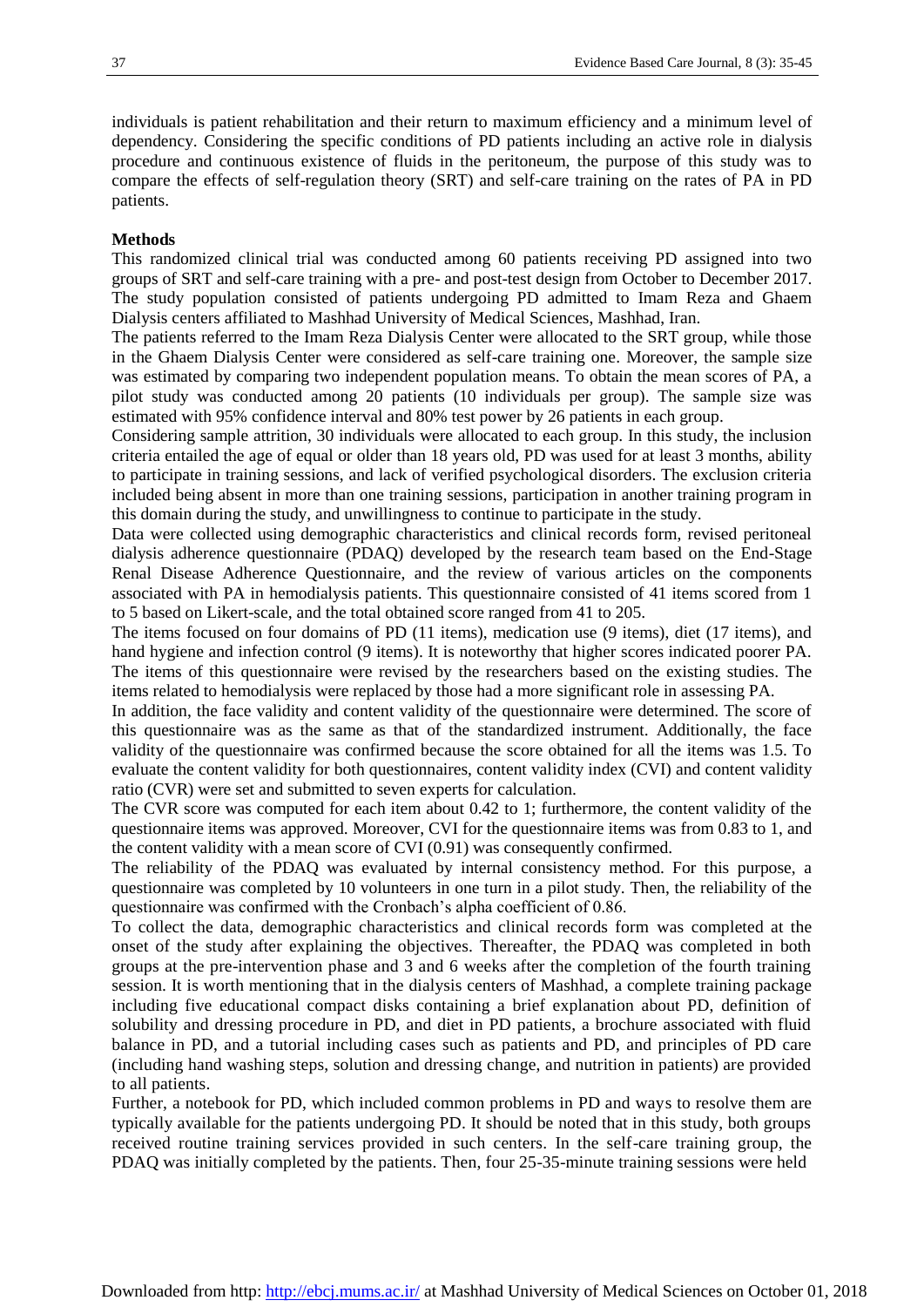individuals is patient rehabilitation and their return to maximum efficiency and a minimum level of dependency. Considering the specific conditions of PD patients including an active role in dialysis procedure and continuous existence of fluids in the peritoneum, the purpose of this study was to compare the effects of self-regulation theory (SRT) and self-care training on the rates of PA in PD patients.

**Methods**

This randomized clinical trial was conducted among 60 patients receiving PD assigned into two groups of SRT and self-care training with a pre- and post-test design from October to December 2017. The study population consisted of patients undergoing PD admitted to Imam Reza and Ghaem Dialysis centers affiliated to Mashhad University of Medical Sciences, Mashhad, Iran.

The patients referred to the Imam Reza Dialysis Center were allocated to the SRT group, while those in the Ghaem Dialysis Center were considered as self-care training one. Moreover, the sample size was estimated by comparing two independent population means. To obtain the mean scores of PA, a pilot study was conducted among 20 patients (10 individuals per group). The sample size was estimated with 95% confidence interval and 80% test power by 26 patients in each group.

Considering sample attrition, 30 individuals were allocated to each group. In this study, the inclusion criteria entailed the age of equal or older than 18 years old, PD was used for at least 3 months, ability to participate in training sessions, and lack of verified psychological disorders. The exclusion criteria included being absent in more than one training sessions, participation in another training program in this domain during the study, and unwillingness to continue to participate in the study.

Data were collected using demographic characteristics and clinical records form, revised peritoneal dialysis adherence questionnaire (PDAQ) developed by the research team based on the End-Stage Renal Disease Adherence Questionnaire, and the review of various articles on the components associated with PA in hemodialysis patients. This questionnaire consisted of 41 items scored from 1 to 5 based on Likert-scale, and the total obtained score ranged from 41 to 205.

The items focused on four domains of PD (11 items), medication use (9 items), diet (17 items), and hand hygiene and infection control (9 items). It is noteworthy that higher scores indicated poorer PA. The items of this questionnaire were revised by the researchers based on the existing studies. The items related to hemodialysis were replaced by those had a more significant role in assessing PA.

In addition, the face validity and content validity of the questionnaire were determined. The score of this questionnaire was as the same as that of the standardized instrument. Additionally, the face validity of the questionnaire was confirmed because the score obtained for all the items was 1.5. To evaluate the content validity for both questionnaires, content validity index (CVI) and content validity ratio (CVR) were set and submitted to seven experts for calculation.

The CVR score was computed for each item about 0.42 to 1; furthermore, the content validity of the questionnaire items was approved. Moreover, CVI for the questionnaire items was from 0.83 to 1, and the content validity with a mean score of CVI (0.91) was consequently confirmed.

The reliability of the PDAQ was evaluated by internal consistency method. For this purpose, a questionnaire was completed by 10 volunteers in one turn in a pilot study. Then, the reliability of the questionnaire was confirmed with the Cronbach's alpha coefficient of 0.86.

To collect the data, demographic characteristics and clinical records form was completed at the onset of the study after explaining the objectives. Thereafter, the PDAQ was completed in both groups at the pre-intervention phase and 3 and 6 weeks after the completion of the fourth training session. It is worth mentioning that in the dialysis centers of Mashhad, a complete training package including five educational compact disks containing a brief explanation about PD, definition of solubility and dressing procedure in PD, and diet in PD patients, a brochure associated with fluid balance in PD, and a tutorial including cases such as patients and PD, and principles of PD care (including hand washing steps, solution and dressing change, and nutrition in patients) are provided to all patients.

Further, a notebook for PD, which included common problems in PD and ways to resolve them are typically available for the patients undergoing PD. It should be noted that in this study, both groups received routine training services provided in such centers. In the self-care training group, the PDAQ was initially completed by the patients. Then, four 25-35-minute training sessions were held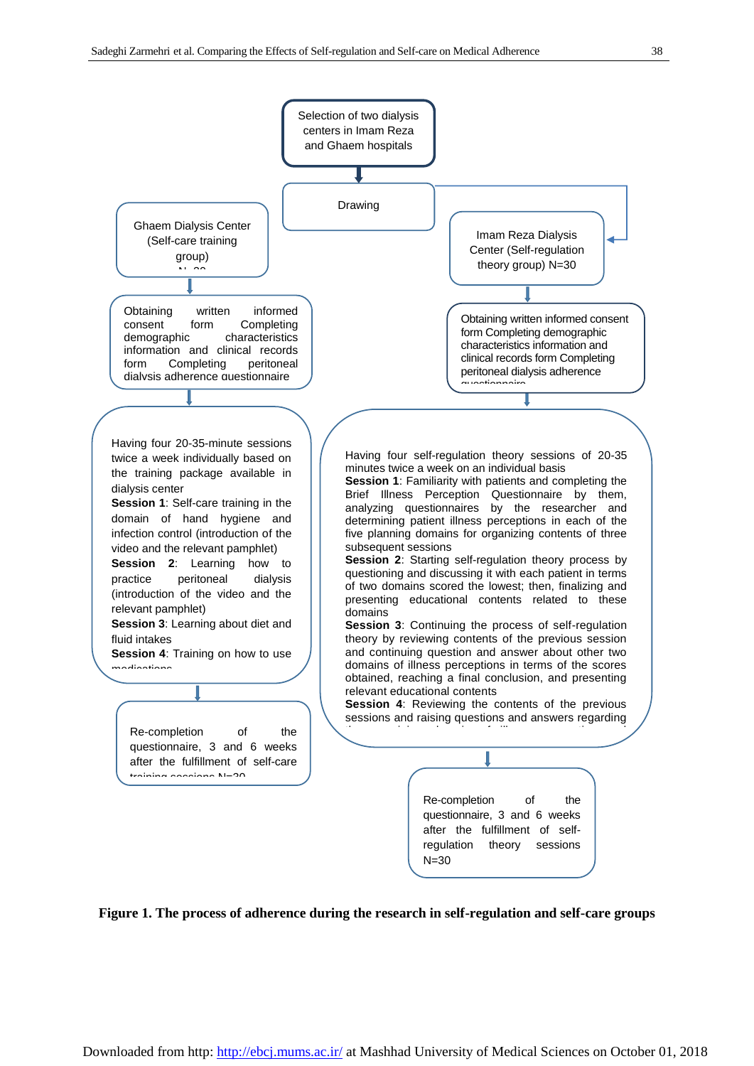Selection of two dialysis centers in Imam Reza and Ghaem hospitals

Drawing

Ghaem Dialysis Center (Self-care training group) N=30

Obtaining written informed consent form Completing demographic characteristics information and clinical records form Completing peritoneal dialysis adherence questionnaire

Having four 20-35-minute sessions twice a week individually based on the training package available in dialysis center
**Session 1**: Self-care training in the domain of hand hygiene and infection control (introduction of the video and the relevant pamphlet)
**Session 2**: Learning how to practice peritoneal dialysis (introduction of the video and the relevant pamphlet)
**Session 3**: Learning about diet and fluid intakes
**Session 4**: Training on how to use medications

Re-completion of the questionnaire, 3 and 6 weeks after the fulfillment of self-care training sessions N=30

Imam Reza Dialysis Center (Self-regulation theory group) N=30

Obtaining written informed consent form Completing demographic characteristics information and clinical records form Completing peritoneal dialysis adherence questionnaire

Having four self-regulation theory sessions of 20-35 minutes twice a week on an individual basis
**Session 1**: Familiarity with patients and completing the Brief Illness Perception Questionnaire by them, analyzing questionnaires by the researcher and determining patient illness perceptions in each of the five planning domains for organizing contents of three subsequent sessions
**Session 2**: Starting self-regulation theory process by questioning and discussing it with each patient in terms of two domains scored the lowest; then, finalizing and presenting educational contents related to these domains
**Session 3**: Continuing the process of self-regulation theory by reviewing contents of the previous session and continuing question and answer about other two domains of illness perceptions in terms of the scores obtained, reaching a final conclusion, and presenting relevant educational contents
**Session 4**: Reviewing the contents of the previous sessions and raising questions and answers regarding ...

Re-completion of the questionnaire, 3 and 6 weeks after the fulfillment of self-regulation theory sessions N=30

**Figure 1. The process of adherence during the research in self-regulation and self-care groups**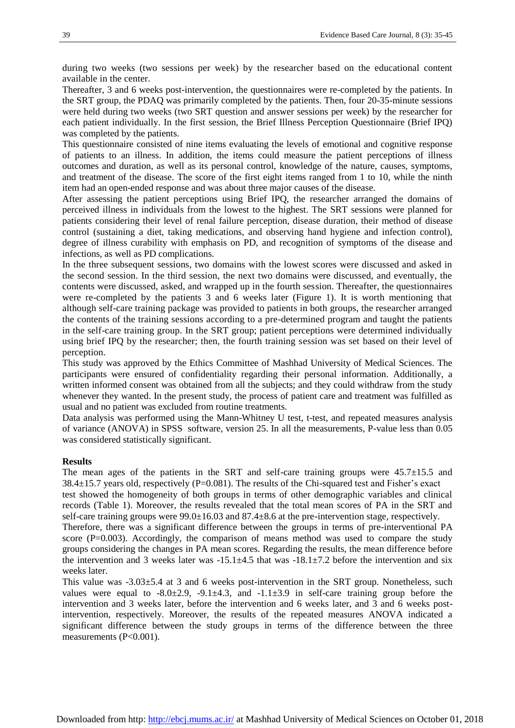during two weeks (two sessions per week) by the researcher based on the educational content available in the center.

Thereafter, 3 and 6 weeks post-intervention, the questionnaires were re-completed by the patients. In the SRT group, the PDAQ was primarily completed by the patients. Then, four 20-35-minute sessions were held during two weeks (two SRT question and answer sessions per week) by the researcher for each patient individually. In the first session, the Brief Illness Perception Questionnaire (Brief IPQ) was completed by the patients.

This questionnaire consisted of nine items evaluating the levels of emotional and cognitive response of patients to an illness. In addition, the items could measure the patient perceptions of illness outcomes and duration, as well as its personal control, knowledge of the nature, causes, symptoms, and treatment of the disease. The score of the first eight items ranged from 1 to 10, while the ninth item had an open-ended response and was about three major causes of the disease.

After assessing the patient perceptions using Brief IPQ, the researcher arranged the domains of perceived illness in individuals from the lowest to the highest. The SRT sessions were planned for patients considering their level of renal failure perception, disease duration, their method of disease control (sustaining a diet, taking medications, and observing hand hygiene and infection control), degree of illness curability with emphasis on PD, and recognition of symptoms of the disease and infections, as well as PD complications.

In the three subsequent sessions, two domains with the lowest scores were discussed and asked in the second session. In the third session, the next two domains were discussed, and eventually, the contents were discussed, asked, and wrapped up in the fourth session. Thereafter, the questionnaires were re-completed by the patients 3 and 6 weeks later (Figure 1). It is worth mentioning that although self-care training package was provided to patients in both groups, the researcher arranged the contents of the training sessions according to a pre-determined program and taught the patients in the self-care training group. In the SRT group; patient perceptions were determined individually using brief IPQ by the researcher; then, the fourth training session was set based on their level of perception.

This study was approved by the Ethics Committee of Mashhad University of Medical Sciences. The participants were ensured of confidentiality regarding their personal information. Additionally, a written informed consent was obtained from all the subjects; and they could withdraw from the study whenever they wanted. In the present study, the process of patient care and treatment was fulfilled as usual and no patient was excluded from routine treatments.

Data analysis was performed using the Mann-Whitney U test, t-test, and repeated measures analysis of variance (ANOVA) in SPSS software, version 25. In all the measurements, P-value less than 0.05 was considered statistically significant.

## Results

The mean ages of the patients in the SRT and self-care training groups were 45.7±15.5 and 38.4±15.7 years old, respectively (P=0.081). The results of the Chi-squared test and Fisher's exact test showed the homogeneity of both groups in terms of other demographic variables and clinical records (Table 1). Moreover, the results revealed that the total mean scores of PA in the SRT and self-care training groups were 99.0±16.03 and 87.4±8.6 at the pre-intervention stage, respectively.

Therefore, there was a significant difference between the groups in terms of pre-interventional PA score (P=0.003). Accordingly, the comparison of means method was used to compare the study groups considering the changes in PA mean scores. Regarding the results, the mean difference before the intervention and 3 weeks later was -15.1±4.5 that was -18.1±7.2 before the intervention and six weeks later.

This value was -3.03±5.4 at 3 and 6 weeks post-intervention in the SRT group. Nonetheless, such values were equal to -8.0±2.9, -9.1±4.3, and -1.1±3.9 in self-care training group before the intervention and 3 weeks later, before the intervention and 6 weeks later, and 3 and 6 weeks post-intervention, respectively. Moreover, the results of the repeated measures ANOVA indicated a significant difference between the study groups in terms of the difference between the three measurements (P<0.001).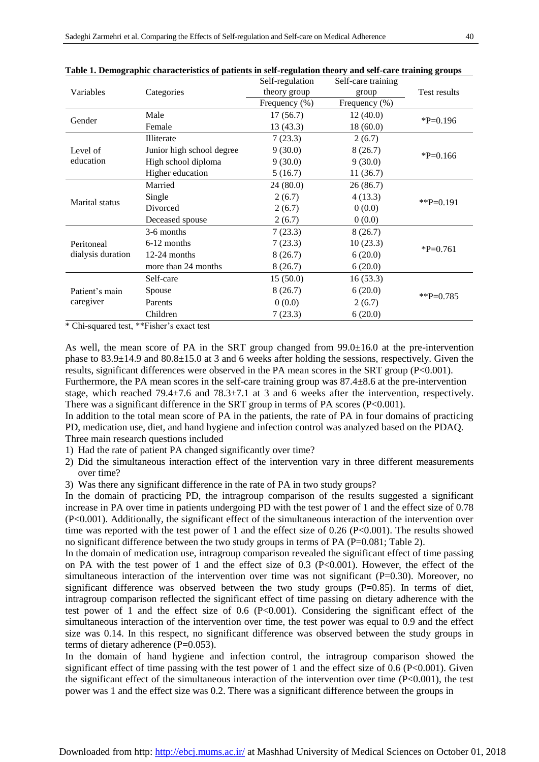**Table 1. Demographic characteristics of patients in self-regulation theory and self-care training groups**

| Variables | Categories | Self-regulation theory group Frequency (%) | Self-care training group Frequency (%) | Test results |
|---|---|---|---|---|
| Gender | Male | 17 (56.7) | 12 (40.0) | *P=0.196 |
| | Female | 13 (43.3) | 18 (60.0) | |
| Level of education | Illiterate | 7 (23.3) | 2 (6.7) | *P=0.166 |
| | Junior high school degree | 9 (30.0) | 8 (26.7) | |
| | High school diploma | 9 (30.0) | 9 (30.0) | |
| | Higher education | 5 (16.7) | 11 (36.7) | |
| Marital status | Married | 24 (80.0) | 26 (86.7) | **P=0.191 |
| | Single | 2 (6.7) | 4 (13.3) | |
| | Divorced | 2 (6.7) | 0 (0.0) | |
| | Deceased spouse | 2 (6.7) | 0 (0.0) | |
| Peritoneal dialysis duration | 3-6 months | 7 (23.3) | 8 (26.7) | *P=0.761 |
| | 6-12 months | 7 (23.3) | 10 (23.3) | |
| | 12-24 months | 8 (26.7) | 6 (20.0) | |
| | more than 24 months | 8 (26.7) | 6 (20.0) | |
| Patient's main caregiver | Self-care | 15 (50.0) | 16 (53.3) | **P=0.785 |
| | Spouse | 8 (26.7) | 6 (20.0) | |
| | Parents | 0 (0.0) | 2 (6.7) | |
| | Children | 7 (23.3) | 6 (20.0) | |

\* Chi-squared test, **Fisher's exact test

As well, the mean score of PA in the SRT group changed from 99.0±16.0 at the pre-intervention phase to 83.9±14.9 and 80.8±15.0 at 3 and 6 weeks after holding the sessions, respectively. Given the results, significant differences were observed in the PA mean scores in the SRT group (P<0.001).

Furthermore, the PA mean scores in the self-care training group was 87.4±8.6 at the pre-intervention stage, which reached 79.4±7.6 and 78.3±7.1 at 3 and 6 weeks after the intervention, respectively. There was a significant difference in the SRT group in terms of PA scores (P<0.001).

In addition to the total mean score of PA in the patients, the rate of PA in four domains of practicing PD, medication use, diet, and hand hygiene and infection control was analyzed based on the PDAQ.

Three main research questions included

1) Had the rate of patient PA changed significantly over time?
2) Did the simultaneous interaction effect of the intervention vary in three different measurements over time?
3) Was there any significant difference in the rate of PA in two study groups?

In the domain of practicing PD, the intragroup comparison of the results suggested a significant increase in PA over time in patients undergoing PD with the test power of 1 and the effect size of 0.78 (P<0.001). Additionally, the significant effect of the simultaneous interaction of the intervention over time was reported with the test power of 1 and the effect size of 0.26 (P<0.001). The results showed no significant difference between the two study groups in terms of PA (P=0.081; Table 2).

In the domain of medication use, intragroup comparison revealed the significant effect of time passing on PA with the test power of 1 and the effect size of 0.3 (P<0.001). However, the effect of the simultaneous interaction of the intervention over time was not significant (P=0.30). Moreover, no significant difference was observed between the two study groups (P=0.85). In terms of diet, intragroup comparison reflected the significant effect of time passing on dietary adherence with the test power of 1 and the effect size of 0.6 (P<0.001). Considering the significant effect of the simultaneous interaction of the intervention over time, the test power was equal to 0.9 and the effect size was 0.14. In this respect, no significant difference was observed between the study groups in terms of dietary adherence (P=0.053).

In the domain of hand hygiene and infection control, the intragroup comparison showed the significant effect of time passing with the test power of 1 and the effect size of 0.6 (P<0.001). Given the significant effect of the simultaneous interaction of the intervention over time (P<0.001), the test power was 1 and the effect size was 0.2. There was a significant difference between the groups in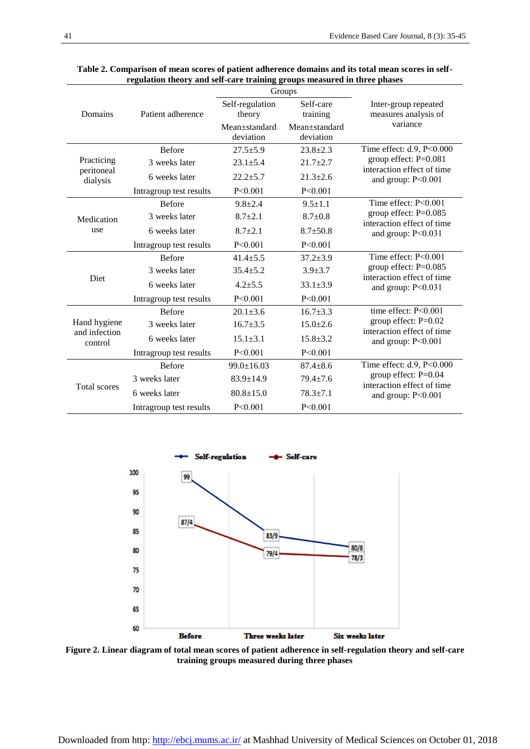**Table 2. Comparison of mean scores of patient adherence domains and its total mean scores in self-regulation theory and self-care training groups measured in three phases**

| Domains | Patient adherence | Groups | | Inter-group repeated measures analysis of variance |
|---|---|---|---|---|
| | | Self-regulation theory | Self-care training | |
| | | Mean±standard deviation | Mean±standard deviation | |
| Practicing peritoneal dialysis | Before | 27.5±5.9 | 23.8±2.3 | Time effect: d.9, P<0.000 group effect: P=0.081 interaction effect of time and group: P<0.001 |
| | 3 weeks later | 23.1±5.4 | 21.7±2.7 | |
| | 6 weeks later | 22.2±5.7 | 21.3±2.6 | |
| | Intragroup test results | P<0.001 | P<0.001 | |
| Medication use | Before | 9.8±2.4 | 9.5±1.1 | Time effect: P<0.001 group effect: P=0.085 interaction effect of time and group: P<0.031 |
| | 3 weeks later | 8.7±2.1 | 8.7±0.8 | |
| | 6 weeks later | 8.7±2.1 | 8.7±50.8 | |
| | Intragroup test results | P<0.001 | P<0.001 | |
| Diet | Before | 41.4±5.5 | 37.2±3.9 | Time effect: P<0.001 group effect: P=0.085 interaction effect of time and group: P<0.031 |
| | 3 weeks later | 35.4±5.2 | 3.9±3.7 | |
| | 6 weeks later | 4.2±5.5 | 33.1±3.9 | |
| | Intragroup test results | P<0.001 | P<0.001 | |
| Hand hygiene and infection control | Before | 20.1±3.6 | 16.7±3.3 | time effect: P<0.001 group effect: P=0.02 interaction effect of time and group: P<0.001 |
| | 3 weeks later | 16.7±3.5 | 15.0±2.6 | |
| | 6 weeks later | 15.1±3.1 | 15.8±3.2 | |
| | Intragroup test results | P<0.001 | P<0.001 | |
| Total scores | Before | 99.0±16.03 | 87.4±8.6 | Time effect: d.9, P<0.000 group effect: P=0.04 interaction effect of time and group: P<0.001 |
| | 3 weeks later | 83.9±14.9 | 79.4±7.6 | |
| | 6 weeks later | 80.8±15.0 | 78.3±7.1 | |
| | Intragroup test results | P<0.001 | P<0.001 | |

**Figure 2. Linear diagram of total mean scores of patient adherence in self-regulation theory and self-care training groups measured during three phases**

Downloaded from http: http://ebcj.mums.ac.ir/ at Mashhad University of Medical Sciences on October 01, 2018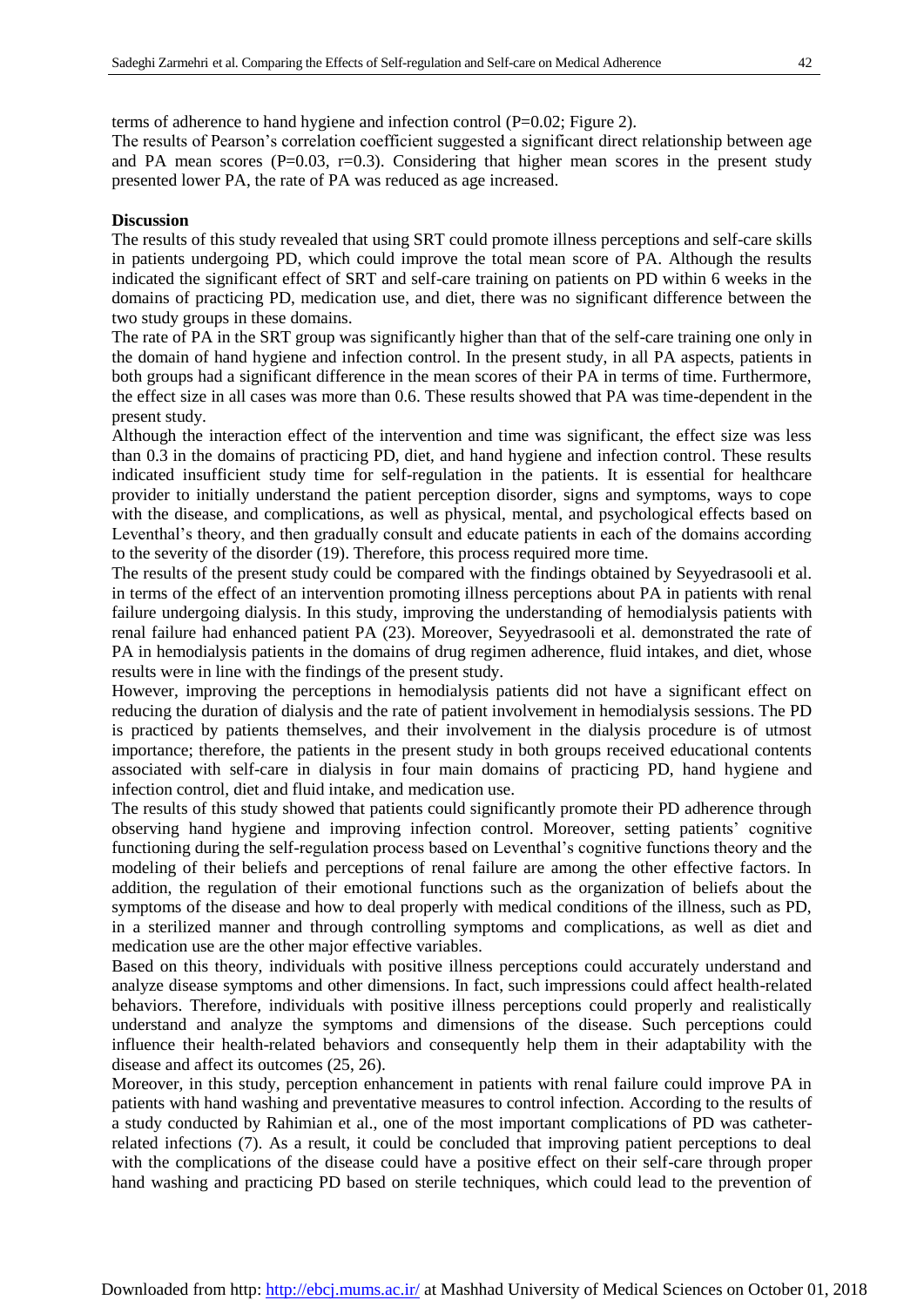terms of adherence to hand hygiene and infection control (P=0.02; Figure 2).

The results of Pearson's correlation coefficient suggested a significant direct relationship between age and PA mean scores (P=0.03, r=0.3). Considering that higher mean scores in the present study presented lower PA, the rate of PA was reduced as age increased.

**Discussion**

The results of this study revealed that using SRT could promote illness perceptions and self-care skills in patients undergoing PD, which could improve the total mean score of PA. Although the results indicated the significant effect of SRT and self-care training on patients on PD within 6 weeks in the domains of practicing PD, medication use, and diet, there was no significant difference between the two study groups in these domains.

The rate of PA in the SRT group was significantly higher than that of the self-care training one only in the domain of hand hygiene and infection control. In the present study, in all PA aspects, patients in both groups had a significant difference in the mean scores of their PA in terms of time. Furthermore, the effect size in all cases was more than 0.6. These results showed that PA was time-dependent in the present study.

Although the interaction effect of the intervention and time was significant, the effect size was less than 0.3 in the domains of practicing PD, diet, and hand hygiene and infection control. These results indicated insufficient study time for self-regulation in the patients. It is essential for healthcare provider to initially understand the patient perception disorder, signs and symptoms, ways to cope with the disease, and complications, as well as physical, mental, and psychological effects based on Leventhal's theory, and then gradually consult and educate patients in each of the domains according to the severity of the disorder (19). Therefore, this process required more time.

The results of the present study could be compared with the findings obtained by Seyyedrasooli et al. in terms of the effect of an intervention promoting illness perceptions about PA in patients with renal failure undergoing dialysis. In this study, improving the understanding of hemodialysis patients with renal failure had enhanced patient PA (23). Moreover, Seyyedrasooli et al. demonstrated the rate of PA in hemodialysis patients in the domains of drug regimen adherence, fluid intakes, and diet, whose results were in line with the findings of the present study.

However, improving the perceptions in hemodialysis patients did not have a significant effect on reducing the duration of dialysis and the rate of patient involvement in hemodialysis sessions. The PD is practiced by patients themselves, and their involvement in the dialysis procedure is of utmost importance; therefore, the patients in the present study in both groups received educational contents associated with self-care in dialysis in four main domains of practicing PD, hand hygiene and infection control, diet and fluid intake, and medication use.

The results of this study showed that patients could significantly promote their PD adherence through observing hand hygiene and improving infection control. Moreover, setting patients' cognitive functioning during the self-regulation process based on Leventhal's cognitive functions theory and the modeling of their beliefs and perceptions of renal failure are among the other effective factors. In addition, the regulation of their emotional functions such as the organization of beliefs about the symptoms of the disease and how to deal properly with medical conditions of the illness, such as PD, in a sterilized manner and through controlling symptoms and complications, as well as diet and medication use are the other major effective variables.

Based on this theory, individuals with positive illness perceptions could accurately understand and analyze disease symptoms and other dimensions. In fact, such impressions could affect health-related behaviors. Therefore, individuals with positive illness perceptions could properly and realistically understand and analyze the symptoms and dimensions of the disease. Such perceptions could influence their health-related behaviors and consequently help them in their adaptability with the disease and affect its outcomes (25, 26).

Moreover, in this study, perception enhancement in patients with renal failure could improve PA in patients with hand washing and preventative measures to control infection. According to the results of a study conducted by Rahimian et al., one of the most important complications of PD was catheter-related infections (7). As a result, it could be concluded that improving patient perceptions to deal with the complications of the disease could have a positive effect on their self-care through proper hand washing and practicing PD based on sterile techniques, which could lead to the prevention of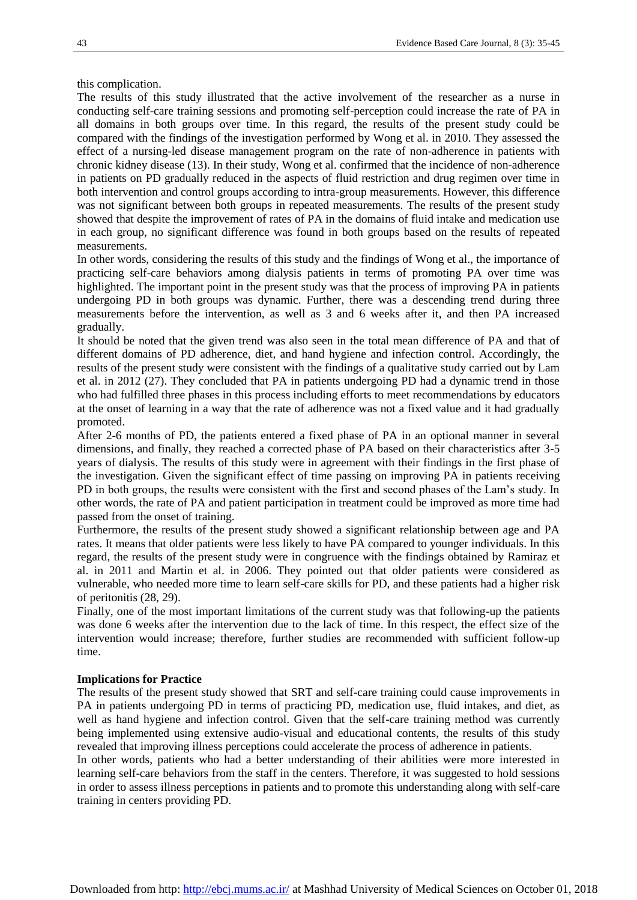this complication.

The results of this study illustrated that the active involvement of the researcher as a nurse in conducting self-care training sessions and promoting self-perception could increase the rate of PA in all domains in both groups over time. In this regard, the results of the present study could be compared with the findings of the investigation performed by Wong et al. in 2010. They assessed the effect of a nursing-led disease management program on the rate of non-adherence in patients with chronic kidney disease (13). In their study, Wong et al. confirmed that the incidence of non-adherence in patients on PD gradually reduced in the aspects of fluid restriction and drug regimen over time in both intervention and control groups according to intra-group measurements. However, this difference was not significant between both groups in repeated measurements. The results of the present study showed that despite the improvement of rates of PA in the domains of fluid intake and medication use in each group, no significant difference was found in both groups based on the results of repeated measurements.

In other words, considering the results of this study and the findings of Wong et al., the importance of practicing self-care behaviors among dialysis patients in terms of promoting PA over time was highlighted. The important point in the present study was that the process of improving PA in patients undergoing PD in both groups was dynamic. Further, there was a descending trend during three measurements before the intervention, as well as 3 and 6 weeks after it, and then PA increased gradually.

It should be noted that the given trend was also seen in the total mean difference of PA and that of different domains of PD adherence, diet, and hand hygiene and infection control. Accordingly, the results of the present study were consistent with the findings of a qualitative study carried out by Lam et al. in 2012 (27). They concluded that PA in patients undergoing PD had a dynamic trend in those who had fulfilled three phases in this process including efforts to meet recommendations by educators at the onset of learning in a way that the rate of adherence was not a fixed value and it had gradually promoted.

After 2-6 months of PD, the patients entered a fixed phase of PA in an optional manner in several dimensions, and finally, they reached a corrected phase of PA based on their characteristics after 3-5 years of dialysis. The results of this study were in agreement with their findings in the first phase of the investigation. Given the significant effect of time passing on improving PA in patients receiving PD in both groups, the results were consistent with the first and second phases of the Lam's study. In other words, the rate of PA and patient participation in treatment could be improved as more time had passed from the onset of training.

Furthermore, the results of the present study showed a significant relationship between age and PA rates. It means that older patients were less likely to have PA compared to younger individuals. In this regard, the results of the present study were in congruence with the findings obtained by Ramiraz et al. in 2011 and Martin et al. in 2006. They pointed out that older patients were considered as vulnerable, who needed more time to learn self-care skills for PD, and these patients had a higher risk of peritonitis (28, 29).

Finally, one of the most important limitations of the current study was that following-up the patients was done 6 weeks after the intervention due to the lack of time. In this respect, the effect size of the intervention would increase; therefore, further studies are recommended with sufficient follow-up time.

**Implications for Practice**

The results of the present study showed that SRT and self-care training could cause improvements in PA in patients undergoing PD in terms of practicing PD, medication use, fluid intakes, and diet, as well as hand hygiene and infection control. Given that the self-care training method was currently being implemented using extensive audio-visual and educational contents, the results of this study revealed that improving illness perceptions could accelerate the process of adherence in patients.

In other words, patients who had a better understanding of their abilities were more interested in learning self-care behaviors from the staff in the centers. Therefore, it was suggested to hold sessions in order to assess illness perceptions in patients and to promote this understanding along with self-care training in centers providing PD.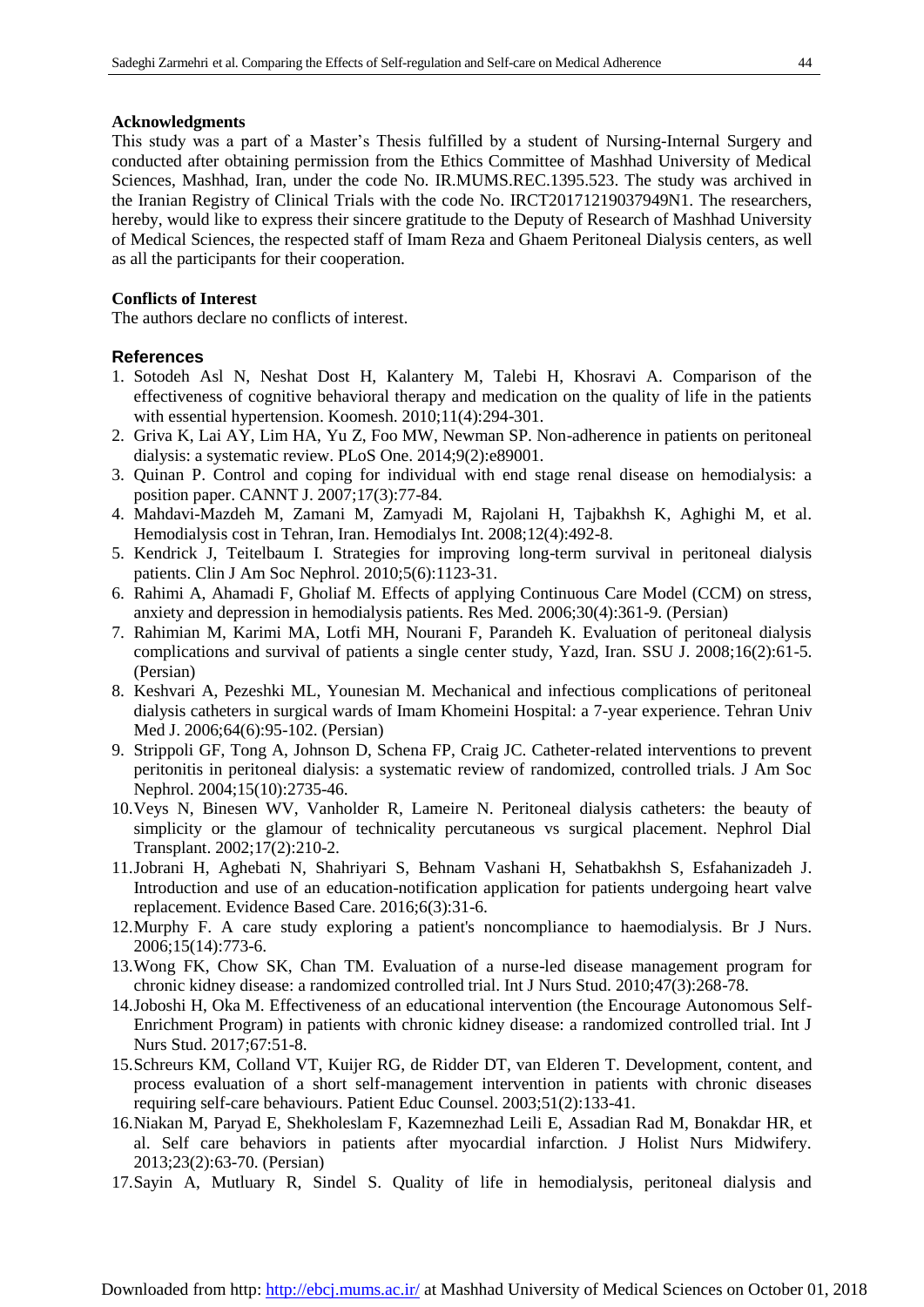**Acknowledgments**

This study was a part of a Master's Thesis fulfilled by a student of Nursing-Internal Surgery and conducted after obtaining permission from the Ethics Committee of Mashhad University of Medical Sciences, Mashhad, Iran, under the code No. IR.MUMS.REC.1395.523. The study was archived in the Iranian Registry of Clinical Trials with the code No. IRCT20171219037949N1. The researchers, hereby, would like to express their sincere gratitude to the Deputy of Research of Mashhad University of Medical Sciences, the respected staff of Imam Reza and Ghaem Peritoneal Dialysis centers, as well as all the participants for their cooperation.

**Conflicts of Interest**

The authors declare no conflicts of interest.

## References

1. Sotodeh Asl N, Neshat Dost H, Kalantery M, Talebi H, Khosravi A. Comparison of the effectiveness of cognitive behavioral therapy and medication on the quality of life in the patients with essential hypertension. Koomesh. 2010;11(4):294-301.
2. Griva K, Lai AY, Lim HA, Yu Z, Foo MW, Newman SP. Non-adherence in patients on peritoneal dialysis: a systematic review. PLoS One. 2014;9(2):e89001.
3. Quinan P. Control and coping for individual with end stage renal disease on hemodialysis: a position paper. CANNT J. 2007;17(3):77-84.
4. Mahdavi-Mazdeh M, Zamani M, Zamyadi M, Rajolani H, Tajbakhsh K, Aghighi M, et al. Hemodialysis cost in Tehran, Iran. Hemodialys Int. 2008;12(4):492-8.
5. Kendrick J, Teitelbaum I. Strategies for improving long-term survival in peritoneal dialysis patients. Clin J Am Soc Nephrol. 2010;5(6):1123-31.
6. Rahimi A, Ahamadi F, Gholiaf M. Effects of applying Continuous Care Model (CCM) on stress, anxiety and depression in hemodialysis patients. Res Med. 2006;30(4):361-9. (Persian)
7. Rahimian M, Karimi MA, Lotfi MH, Nourani F, Parandeh K. Evaluation of peritoneal dialysis complications and survival of patients a single center study, Yazd, Iran. SSU J. 2008;16(2):61-5. (Persian)
8. Keshvari A, Pezeshki ML, Younesian M. Mechanical and infectious complications of peritoneal dialysis catheters in surgical wards of Imam Khomeini Hospital: a 7-year experience. Tehran Univ Med J. 2006;64(6):95-102. (Persian)
9. Strippoli GF, Tong A, Johnson D, Schena FP, Craig JC. Catheter-related interventions to prevent peritonitis in peritoneal dialysis: a systematic review of randomized, controlled trials. J Am Soc Nephrol. 2004;15(10):2735-46.
10. Veys N, Binesen WV, Vanholder R, Lameire N. Peritoneal dialysis catheters: the beauty of simplicity or the glamour of technicality percutaneous vs surgical placement. Nephrol Dial Transplant. 2002;17(2):210-2.
11. Jobrani H, Aghebati N, Shahriyari S, Behnam Vashani H, Sehatbakhsh S, Esfahanizadeh J. Introduction and use of an education-notification application for patients undergoing heart valve replacement. Evidence Based Care. 2016;6(3):31-6.
12. Murphy F. A care study exploring a patient's noncompliance to haemodialysis. Br J Nurs. 2006;15(14):773-6.
13. Wong FK, Chow SK, Chan TM. Evaluation of a nurse-led disease management program for chronic kidney disease: a randomized controlled trial. Int J Nurs Stud. 2010;47(3):268-78.
14. Joboshi H, Oka M. Effectiveness of an educational intervention (the Encourage Autonomous Self-Enrichment Program) in patients with chronic kidney disease: a randomized controlled trial. Int J Nurs Stud. 2017;67:51-8.
15. Schreurs KM, Colland VT, Kuijer RG, de Ridder DT, van Elderen T. Development, content, and process evaluation of a short self-management intervention in patients with chronic diseases requiring self-care behaviours. Patient Educ Counsel. 2003;51(2):133-41.
16. Niakan M, Paryad E, Shekholeslam F, Kazemnezhad Leili E, Assadian Rad M, Bonakdar HR, et al. Self care behaviors in patients after myocardial infarction. J Holist Nurs Midwifery. 2013;23(2):63-70. (Persian)
17. Sayin A, Mutluary R, Sindel S. Quality of life in hemodialysis, peritoneal dialysis and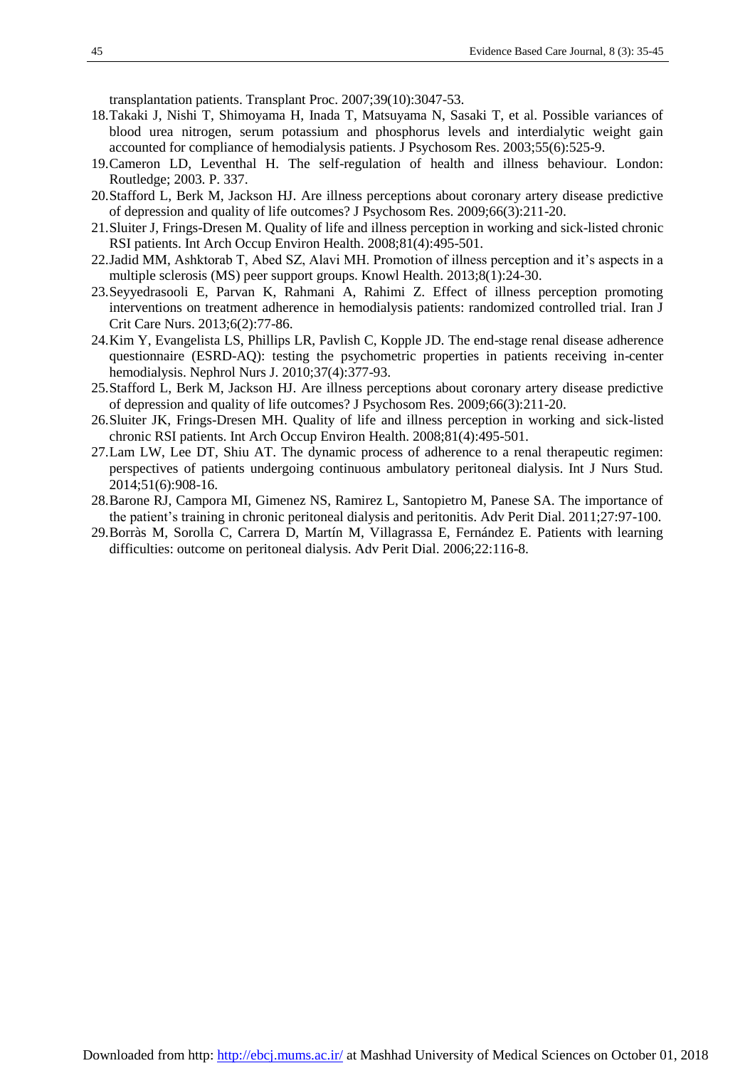transplantation patients. Transplant Proc. 2007;39(10):3047-53.

18. Takaki J, Nishi T, Shimoyama H, Inada T, Matsuyama N, Sasaki T, et al. Possible variances of blood urea nitrogen, serum potassium and phosphorus levels and interdialytic weight gain accounted for compliance of hemodialysis patients. J Psychosom Res. 2003;55(6):525-9.
19. Cameron LD, Leventhal H. The self-regulation of health and illness behaviour. London: Routledge; 2003. P. 337.
20. Stafford L, Berk M, Jackson HJ. Are illness perceptions about coronary artery disease predictive of depression and quality of life outcomes? J Psychosom Res. 2009;66(3):211-20.
21. Sluiter J, Frings-Dresen M. Quality of life and illness perception in working and sick-listed chronic RSI patients. Int Arch Occup Environ Health. 2008;81(4):495-501.
22. Jadid MM, Ashktorab T, Abed SZ, Alavi MH. Promotion of illness perception and it's aspects in a multiple sclerosis (MS) peer support groups. Knowl Health. 2013;8(1):24-30.
23. Seyyedrasooli E, Parvan K, Rahmani A, Rahimi Z. Effect of illness perception promoting interventions on treatment adherence in hemodialysis patients: randomized controlled trial. Iran J Crit Care Nurs. 2013;6(2):77-86.
24. Kim Y, Evangelista LS, Phillips LR, Pavlish C, Kopple JD. The end-stage renal disease adherence questionnaire (ESRD-AQ): testing the psychometric properties in patients receiving in-center hemodialysis. Nephrol Nurs J. 2010;37(4):377-93.
25. Stafford L, Berk M, Jackson HJ. Are illness perceptions about coronary artery disease predictive of depression and quality of life outcomes? J Psychosom Res. 2009;66(3):211-20.
26. Sluiter JK, Frings-Dresen MH. Quality of life and illness perception in working and sick-listed chronic RSI patients. Int Arch Occup Environ Health. 2008;81(4):495-501.
27. Lam LW, Lee DT, Shiu AT. The dynamic process of adherence to a renal therapeutic regimen: perspectives of patients undergoing continuous ambulatory peritoneal dialysis. Int J Nurs Stud. 2014;51(6):908-16.
28. Barone RJ, Campora MI, Gimenez NS, Ramirez L, Santopietro M, Panese SA. The importance of the patient's training in chronic peritoneal dialysis and peritonitis. Adv Perit Dial. 2011;27:97-100.
29. Borràs M, Sorolla C, Carrera D, Martín M, Villagrassa E, Fernández E. Patients with learning difficulties: outcome on peritoneal dialysis. Adv Perit Dial. 2006;22:116-8.